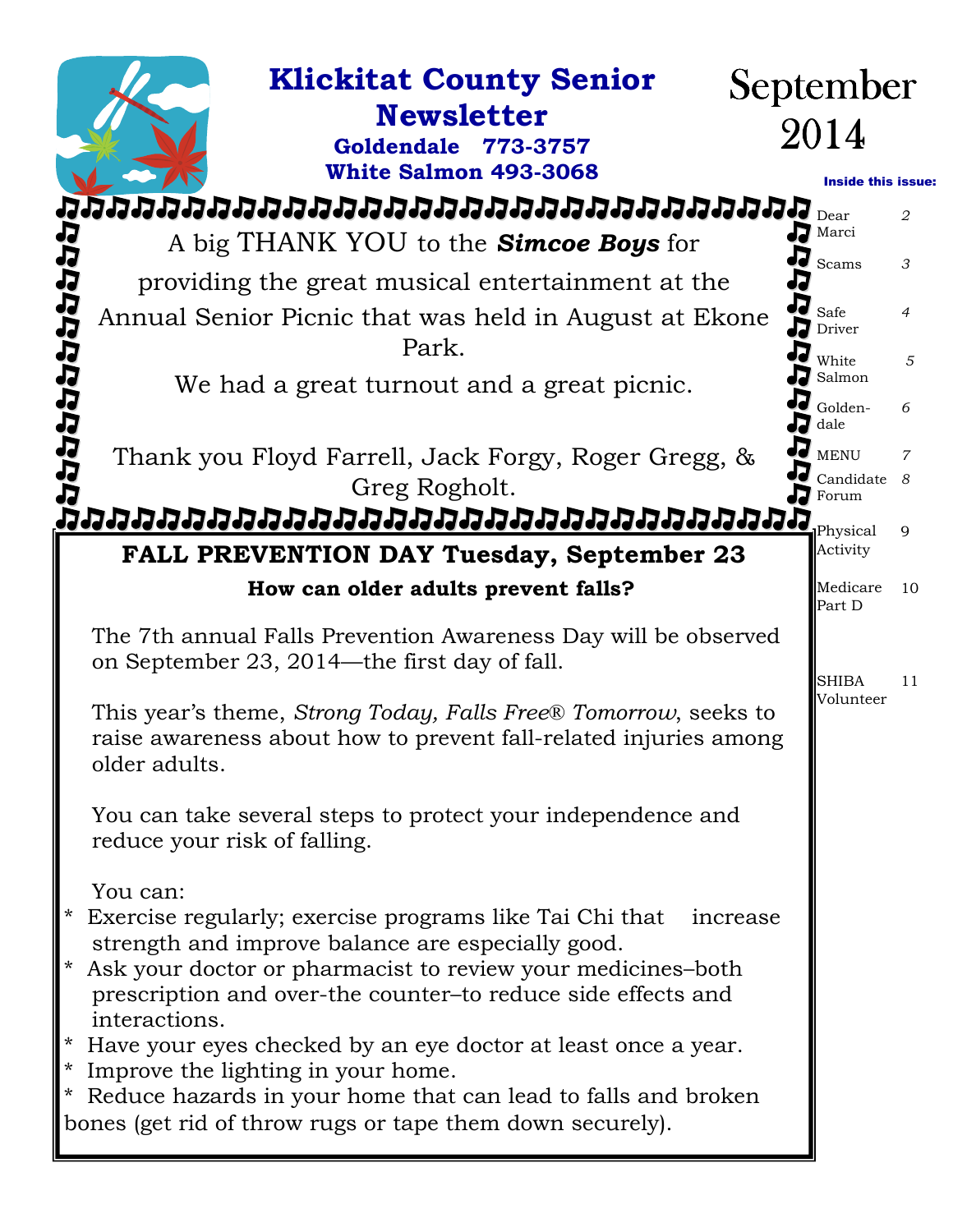# Klickitat County Senior Newsletter

**Goldendale 773-3757**
**White Salmon 493-3068**

September 2014

**Inside this issue:**

| | |
|---|---|
| Dear Marci | 2 |
| Scams | 3 |
| Safe Driver | 4 |
| White Salmon | 5 |
| Goldendale | 6 |
| MENU | 7 |
| Candidate Forum | 8 |
| Physical Activity | 9 |
| Medicare Part D | 10 |
| SHIBA Volunteer | 11 |

A big THANK YOU to the ***Simcoe Boys*** for providing the great musical entertainment at the Annual Senior Picnic that was held in August at Ekone Park.

We had a great turnout and a great picnic.

Thank you Floyd Farrell, Jack Forgy, Roger Gregg, & Greg Rogholt.

## FALL PREVENTION DAY Tuesday, September 23

### How can older adults prevent falls?

The 7th annual Falls Prevention Awareness Day will be observed on September 23, 2014—the first day of fall.

This year's theme, *Strong Today, Falls Free® Tomorrow*, seeks to raise awareness about how to prevent fall-related injuries among older adults.

You can take several steps to protect your independence and reduce your risk of falling.

You can:

* Exercise regularly; exercise programs like Tai Chi that increase strength and improve balance are especially good.
* Ask your doctor or pharmacist to review your medicines–both prescription and over-the counter–to reduce side effects and interactions.
* Have your eyes checked by an eye doctor at least once a year.
* Improve the lighting in your home.
* Reduce hazards in your home that can lead to falls and broken bones (get rid of throw rugs or tape them down securely).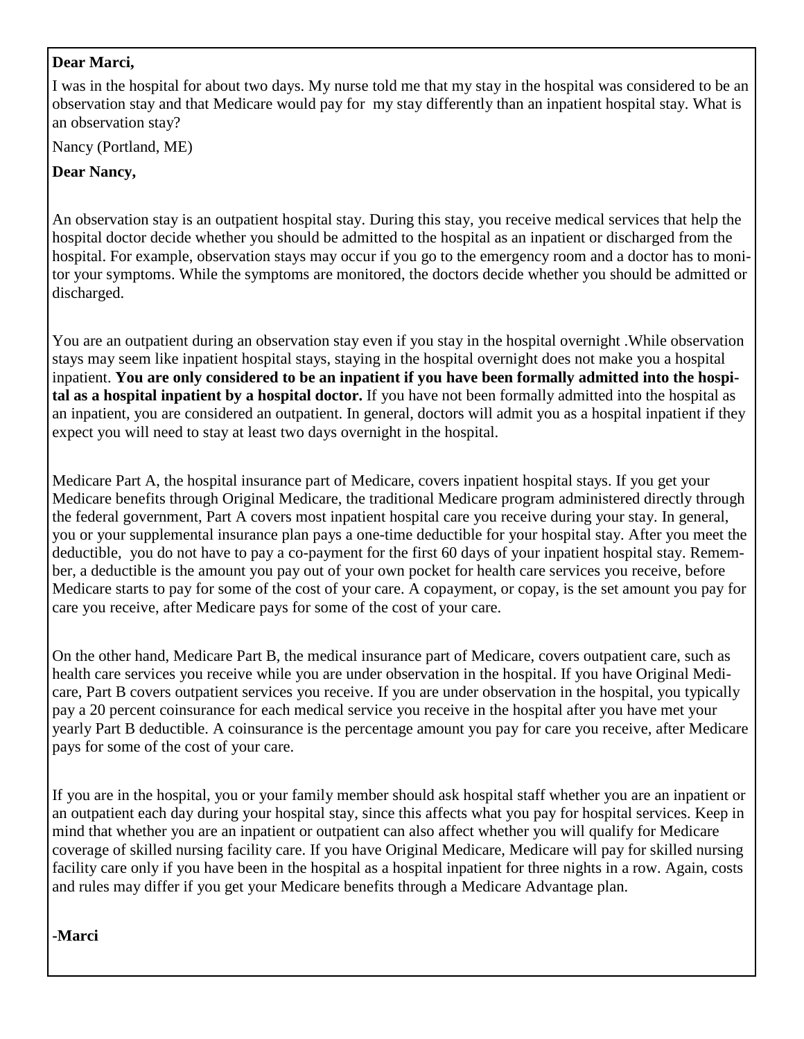**Dear Marci,**

I was in the hospital for about two days. My nurse told me that my stay in the hospital was considered to be an observation stay and that Medicare would pay for my stay differently than an inpatient hospital stay. What is an observation stay?

Nancy (Portland, ME)

**Dear Nancy,**

An observation stay is an outpatient hospital stay. During this stay, you receive medical services that help the hospital doctor decide whether you should be admitted to the hospital as an inpatient or discharged from the hospital. For example, observation stays may occur if you go to the emergency room and a doctor has to monitor your symptoms. While the symptoms are monitored, the doctors decide whether you should be admitted or discharged.

You are an outpatient during an observation stay even if you stay in the hospital overnight .While observation stays may seem like inpatient hospital stays, staying in the hospital overnight does not make you a hospital inpatient. **You are only considered to be an inpatient if you have been formally admitted into the hospital as a hospital inpatient by a hospital doctor.** If you have not been formally admitted into the hospital as an inpatient, you are considered an outpatient. In general, doctors will admit you as a hospital inpatient if they expect you will need to stay at least two days overnight in the hospital.

Medicare Part A, the hospital insurance part of Medicare, covers inpatient hospital stays. If you get your Medicare benefits through Original Medicare, the traditional Medicare program administered directly through the federal government, Part A covers most inpatient hospital care you receive during your stay. In general, you or your supplemental insurance plan pays a one-time deductible for your hospital stay. After you meet the deductible, you do not have to pay a co-payment for the first 60 days of your inpatient hospital stay. Remember, a deductible is the amount you pay out of your own pocket for health care services you receive, before Medicare starts to pay for some of the cost of your care. A copayment, or copay, is the set amount you pay for care you receive, after Medicare pays for some of the cost of your care.

On the other hand, Medicare Part B, the medical insurance part of Medicare, covers outpatient care, such as health care services you receive while you are under observation in the hospital. If you have Original Medicare, Part B covers outpatient services you receive. If you are under observation in the hospital, you typically pay a 20 percent coinsurance for each medical service you receive in the hospital after you have met your yearly Part B deductible. A coinsurance is the percentage amount you pay for care you receive, after Medicare pays for some of the cost of your care.

If you are in the hospital, you or your family member should ask hospital staff whether you are an inpatient or an outpatient each day during your hospital stay, since this affects what you pay for hospital services. Keep in mind that whether you are an inpatient or outpatient can also affect whether you will qualify for Medicare coverage of skilled nursing facility care. If you have Original Medicare, Medicare will pay for skilled nursing facility care only if you have been in the hospital as a hospital inpatient for three nights in a row. Again, costs and rules may differ if you get your Medicare benefits through a Medicare Advantage plan.

**-Marci**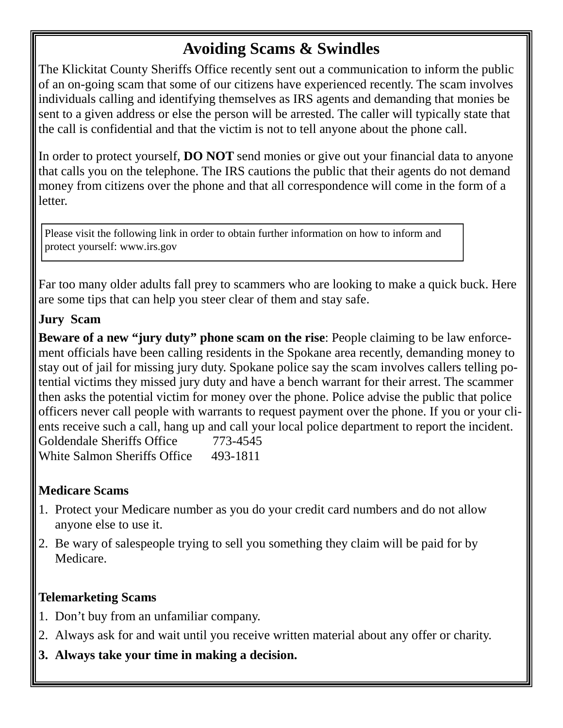# Avoiding Scams & Swindles

The Klickitat County Sheriffs Office recently sent out a communication to inform the public of an on-going scam that some of our citizens have experienced recently. The scam involves individuals calling and identifying themselves as IRS agents and demanding that monies be sent to a given address or else the person will be arrested. The caller will typically state that the call is confidential and that the victim is not to tell anyone about the phone call.

In order to protect yourself, **DO NOT** send monies or give out your financial data to anyone that calls you on the telephone. The IRS cautions the public that their agents do not demand money from citizens over the phone and that all correspondence will come in the form of a letter.

Please visit the following link in order to obtain further information on how to inform and protect yourself: www.irs.gov

Far too many older adults fall prey to scammers who are looking to make a quick buck. Here are some tips that can help you steer clear of them and stay safe.

**Jury Scam**

**Beware of a new "jury duty" phone scam on the rise**: People claiming to be law enforcement officials have been calling residents in the Spokane area recently, demanding money to stay out of jail for missing jury duty. Spokane police say the scam involves callers telling potential victims they missed jury duty and have a bench warrant for their arrest. The scammer then asks the potential victim for money over the phone. Police advise the public that police officers never call people with warrants to request payment over the phone. If you or your clients receive such a call, hang up and call your local police department to report the incident.

Goldendale Sheriffs Office 773-4545
White Salmon Sheriffs Office 493-1811

**Medicare Scams**

1. Protect your Medicare number as you do your credit card numbers and do not allow anyone else to use it.
2. Be wary of salespeople trying to sell you something they claim will be paid for by Medicare.

**Telemarketing Scams**

1. Don't buy from an unfamiliar company.
2. Always ask for and wait until you receive written material about any offer or charity.
3. **Always take your time in making a decision.**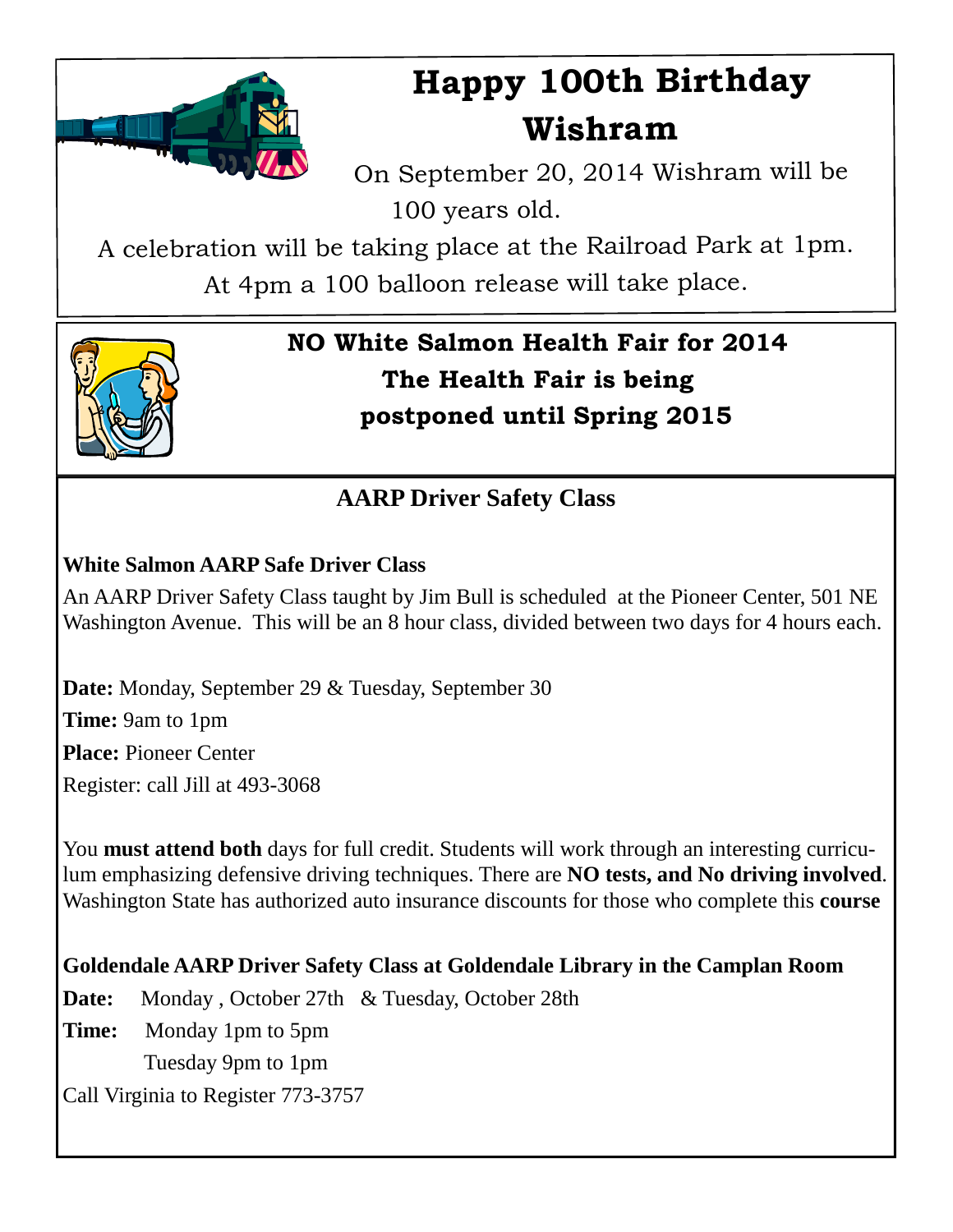# Happy 100th Birthday Wishram

On September 20, 2014 Wishram will be 100 years old.

A celebration will be taking place at the Railroad Park at 1pm.

At 4pm a 100 balloon release will take place.

## NO White Salmon Health Fair for 2014

**The Health Fair is being postponed until Spring 2015**

## AARP Driver Safety Class

**White Salmon AARP Safe Driver Class**

An AARP Driver Safety Class taught by Jim Bull is scheduled at the Pioneer Center, 501 NE Washington Avenue. This will be an 8 hour class, divided between two days for 4 hours each.

**Date:** Monday, September 29 & Tuesday, September 30

**Time:** 9am to 1pm

**Place:** Pioneer Center

Register: call Jill at 493-3068

You **must attend both** days for full credit. Students will work through an interesting curriculum emphasizing defensive driving techniques. There are **NO tests, and No driving involved**. Washington State has authorized auto insurance discounts for those who complete this **course**

**Goldendale AARP Driver Safety Class at Goldendale Library in the Camplan Room**

**Date:** Monday , October 27th & Tuesday, October 28th

**Time:** Monday 1pm to 5pm

Tuesday 9pm to 1pm

Call Virginia to Register 773-3757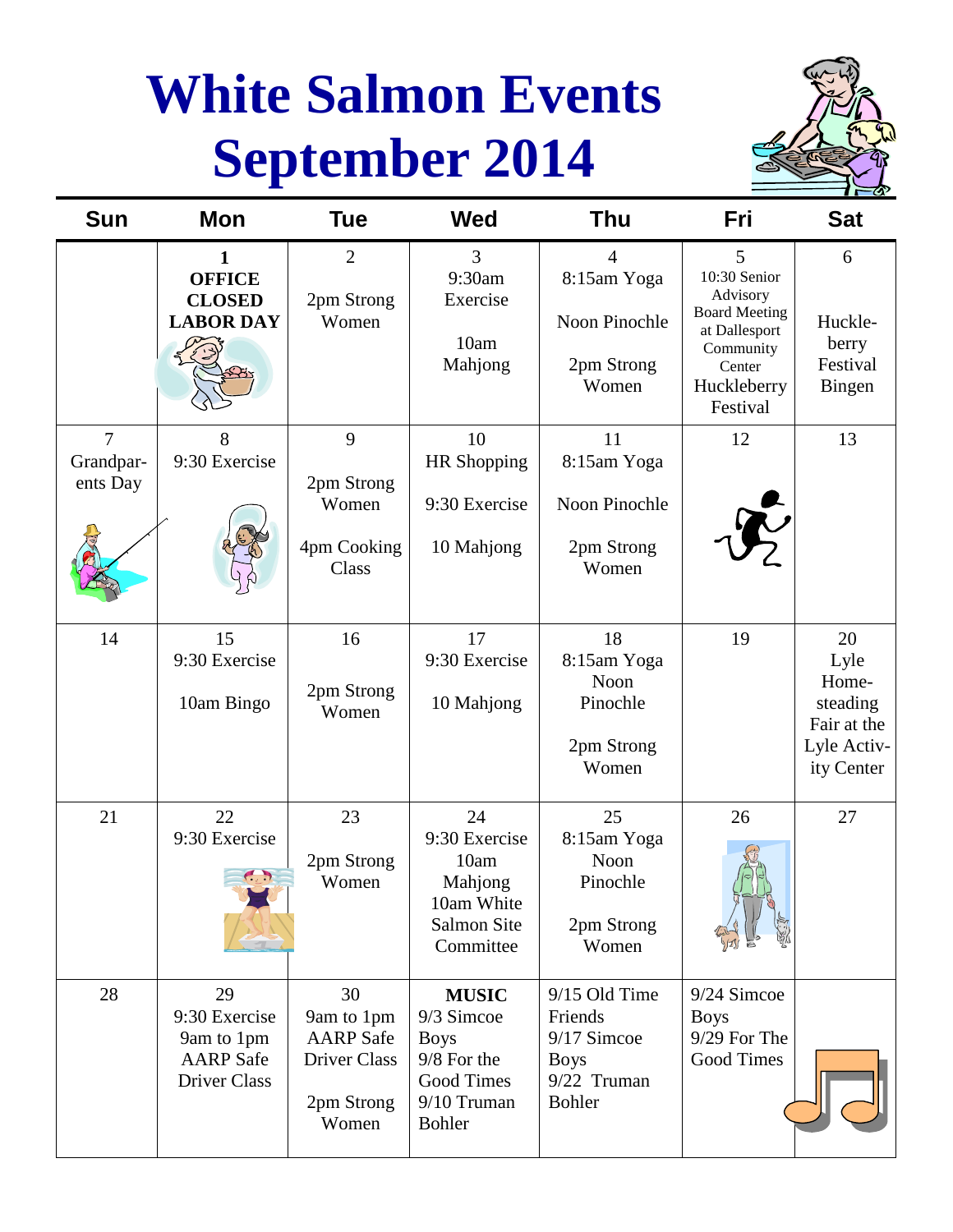# White Salmon Events September 2014

| Sun | Mon | Tue | Wed | Thu | Fri | Sat |
|---|---|---|---|---|---|---|
| | **1** **OFFICE CLOSED LABOR DAY** | 2 2pm Strong Women | 3 9:30am Exercise 10am Mahjong | 4 8:15am Yoga Noon Pinochle 2pm Strong Women | 5 10:30 Senior Advisory Board Meeting at Dallesport Community Center Huckleberry Festival | 6 Huckle-berry Festival Bingen |
| 7 Grandpar-ents Day | 8 9:30 Exercise | 9 2pm Strong Women 4pm Cooking Class | 10 HR Shopping 9:30 Exercise 10 Mahjong | 11 8:15am Yoga Noon Pinochle 2pm Strong Women | 12 | 13 |
| 14 | 15 9:30 Exercise 10am Bingo | 16 2pm Strong Women | 17 9:30 Exercise 10 Mahjong | 18 8:15am Yoga Noon Pinochle 2pm Strong Women | 19 | 20 Lyle Home-steading Fair at the Lyle Activ-ity Center |
| 21 | 22 9:30 Exercise | 23 2pm Strong Women | 24 9:30 Exercise 10am Mahjong 10am White Salmon Site Committee | 25 8:15am Yoga Noon Pinochle 2pm Strong Women | 26 | 27 |
| 28 | 29 9:30 Exercise 9am to 1pm AARP Safe Driver Class | 30 9am to 1pm AARP Safe Driver Class 2pm Strong Women | **MUSIC** 9/3 Simcoe Boys 9/8 For the Good Times 9/10 Truman Bohler | 9/15 Old Time Friends 9/17 Simcoe Boys 9/22 Truman Bohler | 9/24 Simcoe Boys 9/29 For The Good Times | |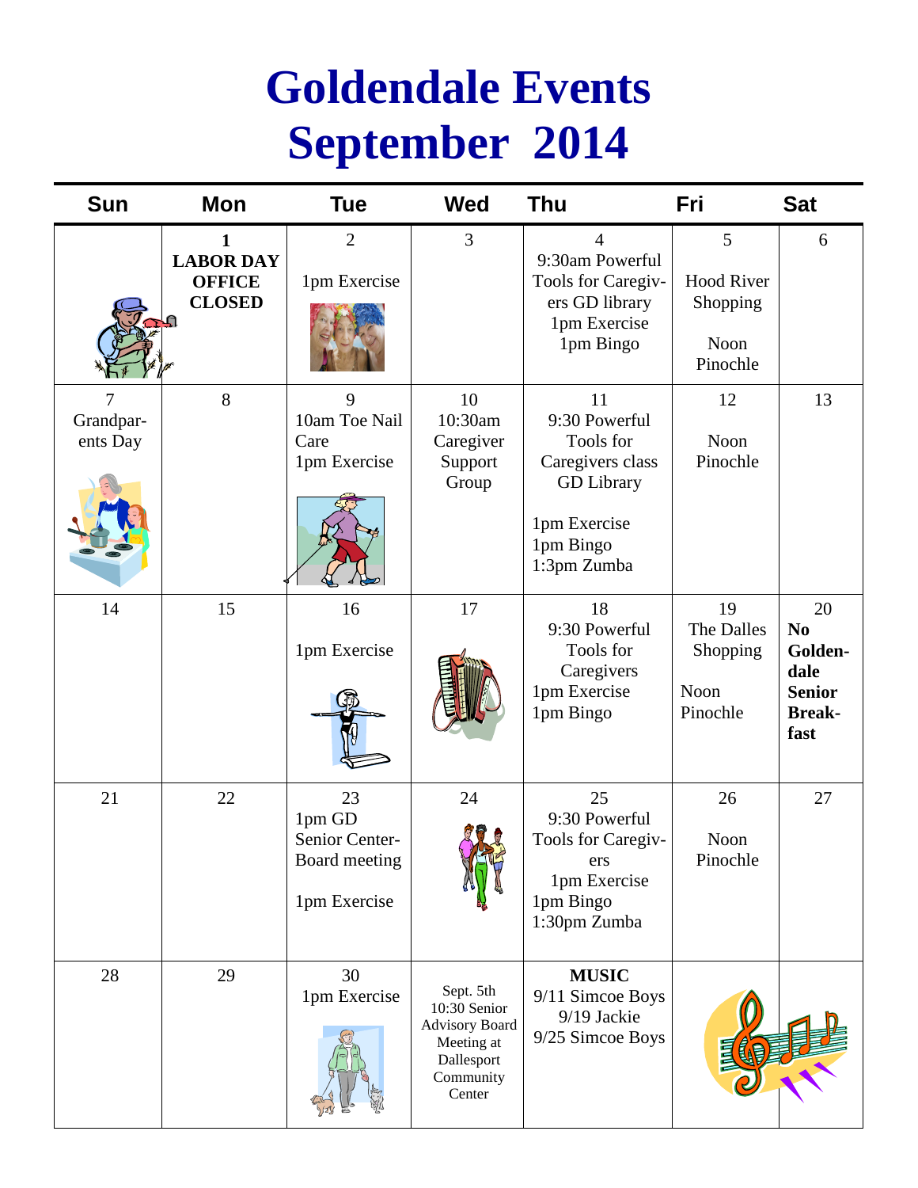# Goldendale Events
# September 2014

| Sun | Mon | Tue | Wed | Thu | Fri | Sat |
|---|---|---|---|---|---|---|
| | **1 LABOR DAY OFFICE CLOSED** | 2<br>1pm Exercise | 3 | 4<br>9:30am Powerful Tools for Caregivers GD library<br>1pm Exercise<br>1pm Bingo | 5<br>Hood River Shopping<br>Noon Pinochle | 6 |
| 7<br>Grandparents Day | 8 | 9<br>10am Toe Nail Care<br>1pm Exercise | 10<br>10:30am Caregiver Support Group | 11<br>9:30 Powerful Tools for Caregivers class GD Library<br>1pm Exercise<br>1pm Bingo<br>1:3pm Zumba | 12<br>Noon Pinochle | 13 |
| 14 | 15 | 16<br>1pm Exercise | 17 | 18<br>9:30 Powerful Tools for Caregivers<br>1pm Exercise<br>1pm Bingo | 19<br>The Dalles Shopping<br>Noon Pinochle | 20<br>**No Goldendale Senior Breakfast** |
| 21 | 22 | 23<br>1pm GD Senior Center-Board meeting<br>1pm Exercise | 24 | 25<br>9:30 Powerful Tools for Caregivers<br>1pm Exercise<br>1pm Bingo<br>1:30pm Zumba | 26<br>Noon Pinochle | 27 |
| 28 | 29 | 30<br>1pm Exercise | Sept. 5th<br>10:30 Senior Advisory Board Meeting at Dallesport Community Center | **MUSIC**<br>9/11 Simcoe Boys<br>9/19 Jackie<br>9/25 Simcoe Boys | | |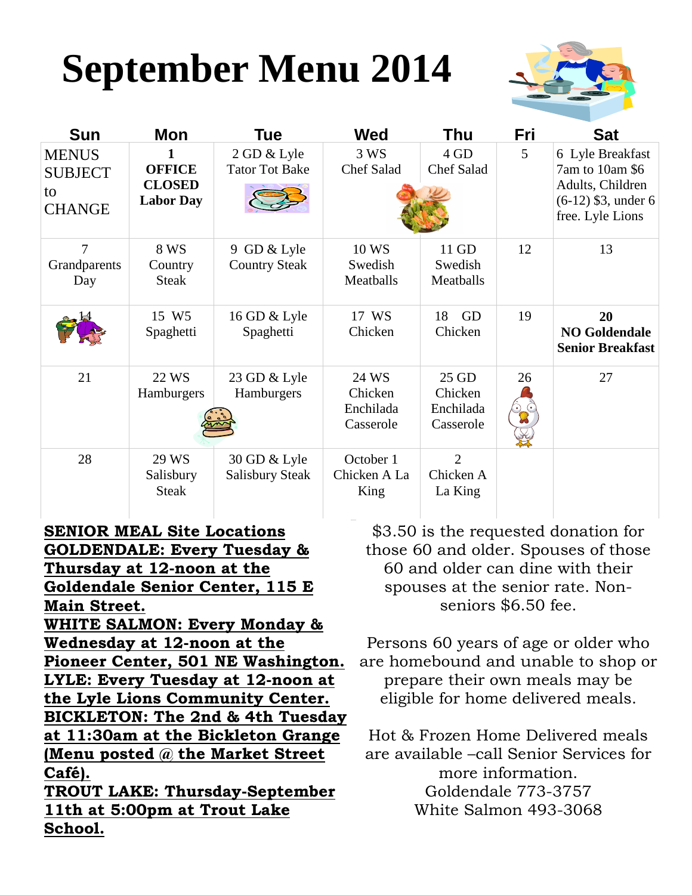# September Menu 2014

| Sun | Mon | Tue | Wed | Thu | Fri | Sat |
|---|---|---|---|---|---|---|
| MENUS SUBJECT to CHANGE | 1 **OFFICE CLOSED Labor Day** | 2 GD & Lyle Tator Tot Bake | 3 WS Chef Salad | 4 GD Chef Salad | 5 | 6 Lyle Breakfast 7am to 10am $6 Adults, Children (6-12) $3, under 6 free. Lyle Lions |
| 7 Grandparents Day | 8 WS Country Steak | 9 GD & Lyle Country Steak | 10 WS Swedish Meatballs | 11 GD Swedish Meatballs | 12 | 13 |
| 14 | 15 W5 Spaghetti | 16 GD & Lyle Spaghetti | 17 WS Chicken | 18 GD Chicken | 19 | **20 NO Goldendale Senior Breakfast** |
| 21 | 22 WS Hamburgers | 23 GD & Lyle Hamburgers | 24 WS Chicken Enchilada Casserole | 25 GD Chicken Enchilada Casserole | 26 | 27 |
| 28 | 29 WS Salisbury Steak | 30 GD & Lyle Salisbury Steak | October 1 Chicken A La King | 2 Chicken A La King | | |

**SENIOR MEAL Site Locations**

**GOLDENDALE: Every Tuesday & Thursday at 12-noon at the Goldendale Senior Center, 115 E Main Street.**

**WHITE SALMON: Every Monday & Wednesday at 12-noon at the Pioneer Center, 501 NE Washington.**

**LYLE: Every Tuesday at 12-noon at the Lyle Lions Community Center.**

**BICKLETON: The 2nd & 4th Tuesday at 11:30am at the Bickleton Grange (Menu posted @ the Market Street Café).**

**TROUT LAKE: Thursday-September 11th at 5:00pm at Trout Lake School.**

$3.50 is the requested donation for those 60 and older. Spouses of those 60 and older can dine with their spouses at the senior rate. Non-seniors $6.50 fee.

Persons 60 years of age or older who are homebound and unable to shop or prepare their own meals may be eligible for home delivered meals.

Hot & Frozen Home Delivered meals are available –call Senior Services for more information.
Goldendale 773-3757
White Salmon 493-3068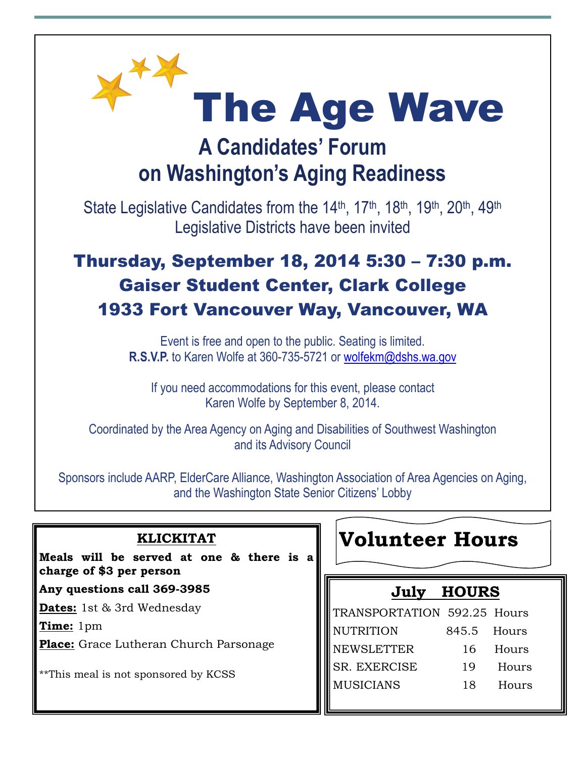# The Age Wave

## A Candidates' Forum on Washington's Aging Readiness

State Legislative Candidates from the 14th, 17th, 18th, 19th, 20th, 49th Legislative Districts have been invited

### Thursday, September 18, 2014 5:30 – 7:30 p.m.
### Gaiser Student Center, Clark College
### 1933 Fort Vancouver Way, Vancouver, WA

Event is free and open to the public. Seating is limited.
**R.S.V.P.** to Karen Wolfe at 360-735-5721 or wolfekm@dshs.wa.gov

If you need accommodations for this event, please contact Karen Wolfe by September 8, 2014.

Coordinated by the Area Agency on Aging and Disabilities of Southwest Washington and its Advisory Council

Sponsors include AARP, ElderCare Alliance, Washington Association of Area Agencies on Aging, and the Washington State Senior Citizens' Lobby

---

**KLICKITAT**

**Meals will be served at one & there is a charge of $3 per person**

**Any questions call 369-3985**

**Dates:** 1st & 3rd Wednesday

**Time:** 1pm

**Place:** Grace Lutheran Church Parsonage

**This meal is not sponsored by KCSS

---

## Volunteer Hours

**July HOURS**

| | | |
|---|---|---|
| TRANSPORTATION | 592.25 | Hours |
| NUTRITION | 845.5 | Hours |
| NEWSLETTER | 16 | Hours |
| SR. EXERCISE | 19 | Hours |
| MUSICIANS | 18 | Hours |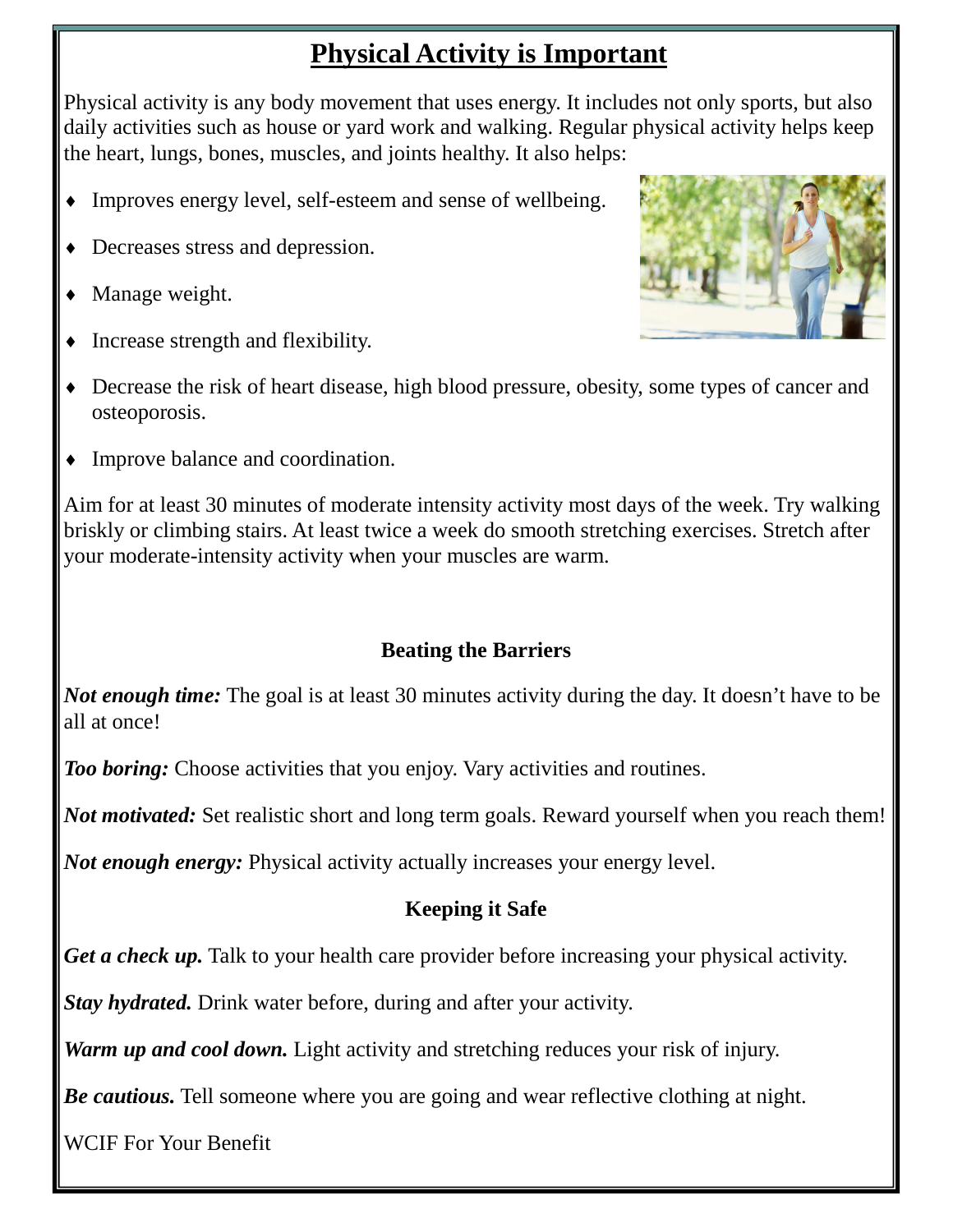# Physical Activity is Important

Physical activity is any body movement that uses energy. It includes not only sports, but also daily activities such as house or yard work and walking. Regular physical activity helps keep the heart, lungs, bones, muscles, and joints healthy. It also helps:

- Improves energy level, self-esteem and sense of wellbeing.
- Decreases stress and depression.
- Manage weight.
- Increase strength and flexibility.
- Decrease the risk of heart disease, high blood pressure, obesity, some types of cancer and osteoporosis.
- Improve balance and coordination.

Aim for at least 30 minutes of moderate intensity activity most days of the week. Try walking briskly or climbing stairs. At least twice a week do smooth stretching exercises. Stretch after your moderate-intensity activity when your muscles are warm.

## Beating the Barriers

***Not enough time:*** The goal is at least 30 minutes activity during the day. It doesn't have to be all at once!

***Too boring:*** Choose activities that you enjoy. Vary activities and routines.

***Not motivated:*** Set realistic short and long term goals. Reward yourself when you reach them!

***Not enough energy:*** Physical activity actually increases your energy level.

## Keeping it Safe

***Get a check up.*** Talk to your health care provider before increasing your physical activity.

***Stay hydrated.*** Drink water before, during and after your activity.

***Warm up and cool down.*** Light activity and stretching reduces your risk of injury.

***Be cautious.*** Tell someone where you are going and wear reflective clothing at night.

WCIF For Your Benefit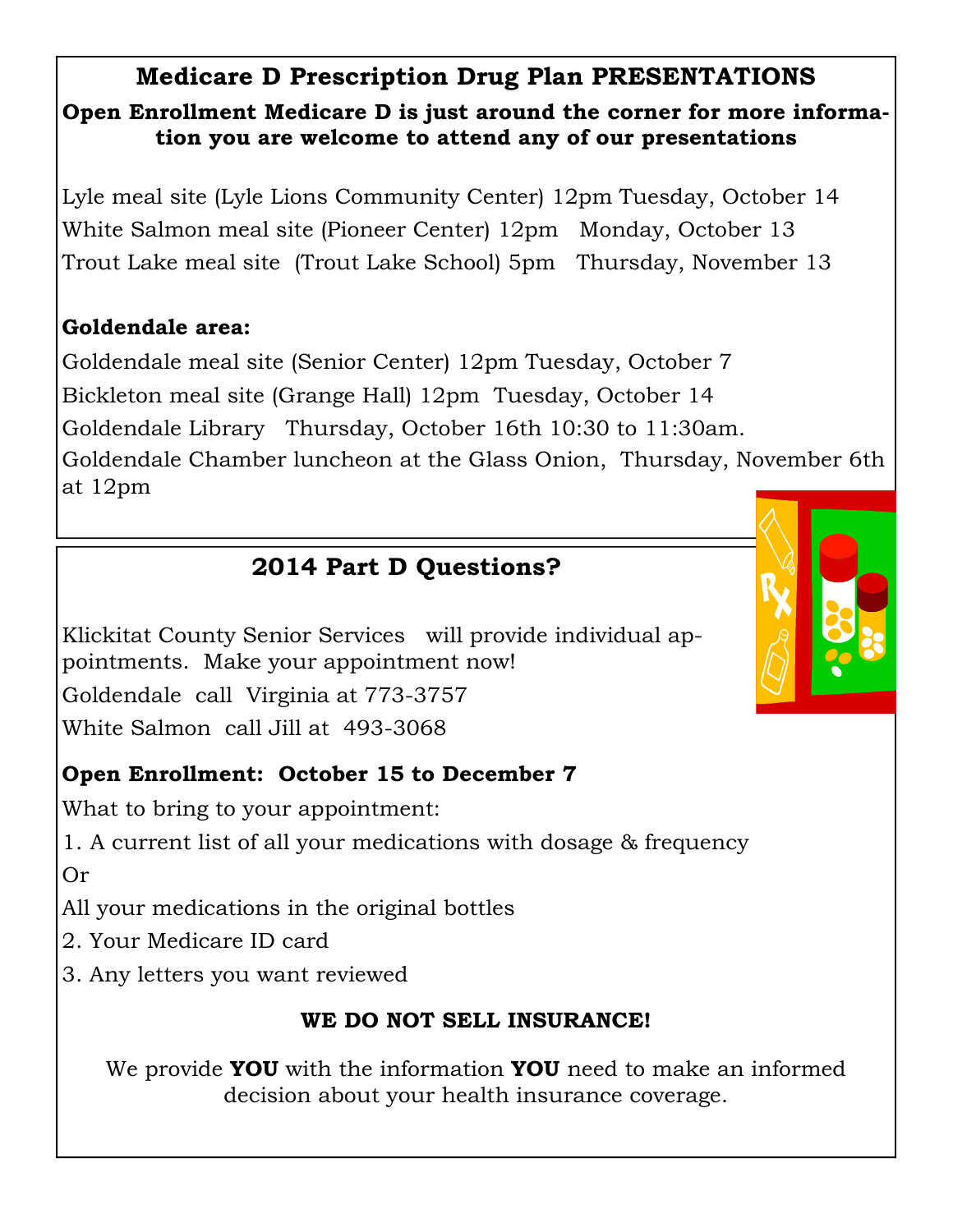## Medicare D Prescription Drug Plan PRESENTATIONS

**Open Enrollment Medicare D is just around the corner for more information you are welcome to attend any of our presentations**

Lyle meal site (Lyle Lions Community Center) 12pm Tuesday, October 14

White Salmon meal site (Pioneer Center) 12pm Monday, October 13

Trout Lake meal site (Trout Lake School) 5pm Thursday, November 13

**Goldendale area:**

Goldendale meal site (Senior Center) 12pm Tuesday, October 7

Bickleton meal site (Grange Hall) 12pm Tuesday, October 14

Goldendale Library Thursday, October 16th 10:30 to 11:30am.

Goldendale Chamber luncheon at the Glass Onion, Thursday, November 6th at 12pm

## 2014 Part D Questions?

Klickitat County Senior Services will provide individual appointments. Make your appointment now!

Goldendale call Virginia at 773-3757

White Salmon call Jill at 493-3068

**Open Enrollment: October 15 to December 7**

What to bring to your appointment:

1. A current list of all your medications with dosage & frequency

Or

All your medications in the original bottles

2. Your Medicare ID card
3. Any letters you want reviewed

**WE DO NOT SELL INSURANCE!**

We provide **YOU** with the information **YOU** need to make an informed decision about your health insurance coverage.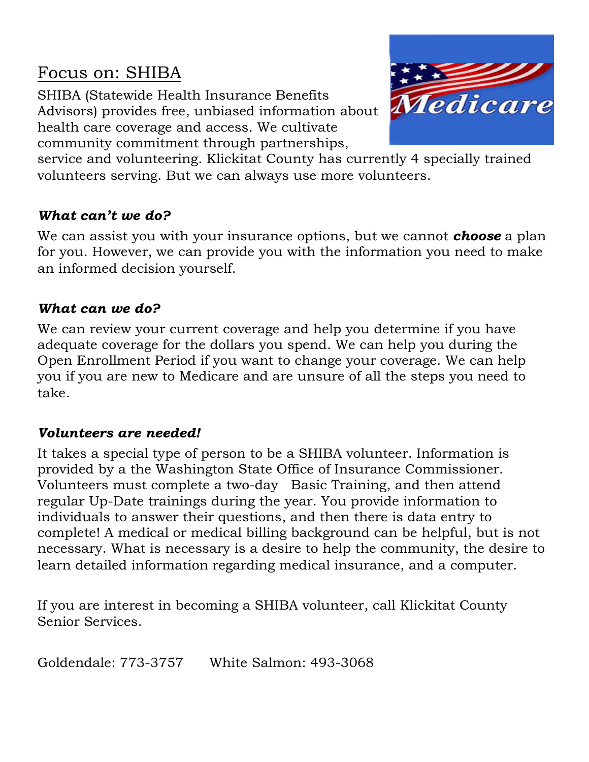## Focus on: SHIBA

SHIBA (Statewide Health Insurance Benefits Advisors) provides free, unbiased information about health care coverage and access. We cultivate community commitment through partnerships, service and volunteering. Klickitat County has currently 4 specially trained volunteers serving. But we can always use more volunteers.

### *What can't we do?*

We can assist you with your insurance options, but we cannot ***choose*** a plan for you. However, we can provide you with the information you need to make an informed decision yourself.

### *What can we do?*

We can review your current coverage and help you determine if you have adequate coverage for the dollars you spend. We can help you during the Open Enrollment Period if you want to change your coverage. We can help you if you are new to Medicare and are unsure of all the steps you need to take.

### *Volunteers are needed!*

It takes a special type of person to be a SHIBA volunteer. Information is provided by a the Washington State Office of Insurance Commissioner. Volunteers must complete a two-day Basic Training, and then attend regular Up-Date trainings during the year. You provide information to individuals to answer their questions, and then there is data entry to complete! A medical or medical billing background can be helpful, but is not necessary. What is necessary is a desire to help the community, the desire to learn detailed information regarding medical insurance, and a computer.

If you are interest in becoming a SHIBA volunteer, call Klickitat County Senior Services.

Goldendale: 773-3757 White Salmon: 493-3068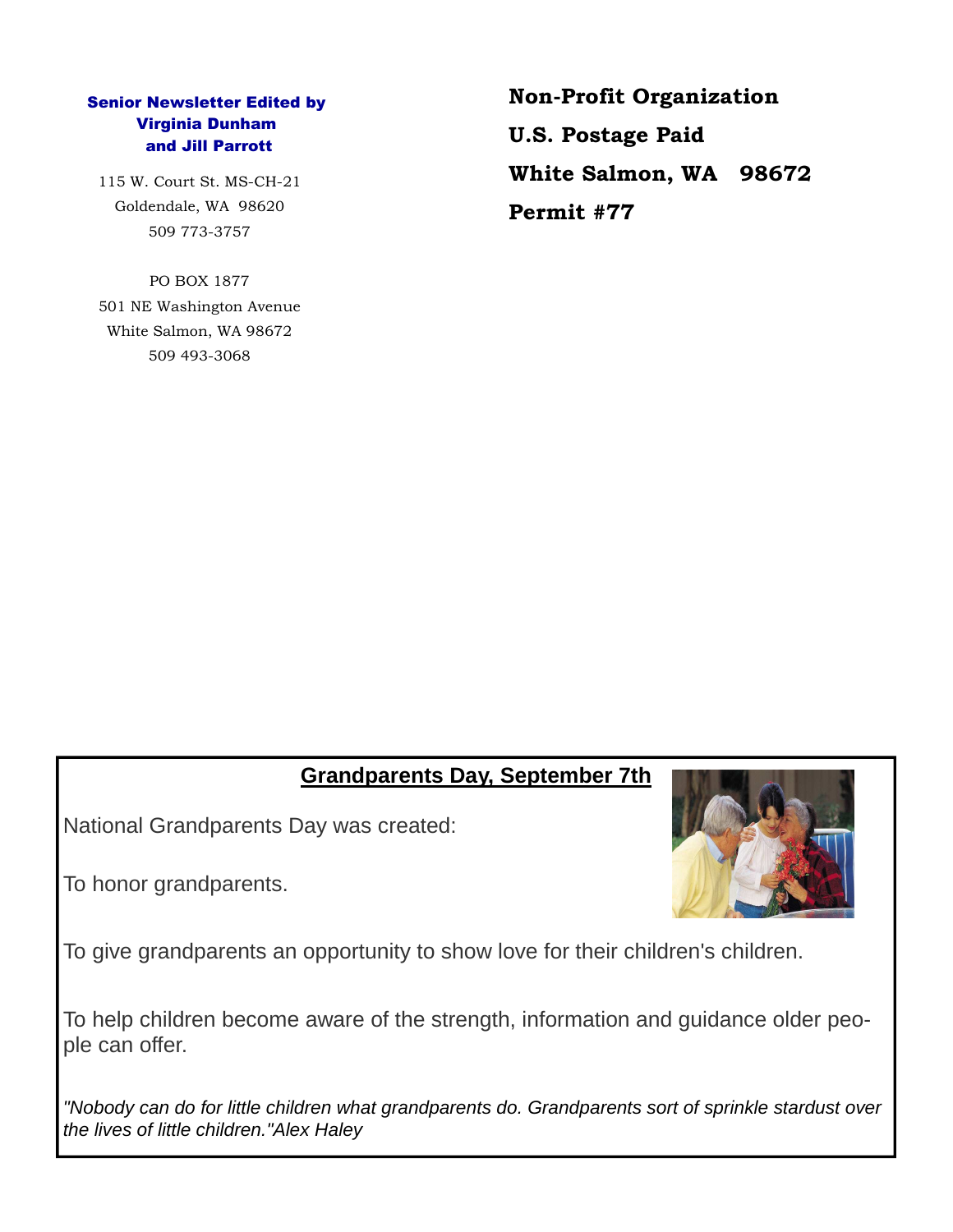**Senior Newsletter Edited by Virginia Dunham and Jill Parrott**

115 W. Court St. MS-CH-21
Goldendale, WA 98620
509 773-3757

PO BOX 1877
501 NE Washington Avenue
White Salmon, WA 98672
509 493-3068

**Non-Profit Organization**

**U.S. Postage Paid**

**White Salmon, WA 98672**

**Permit #77**

## Grandparents Day, September 7th

National Grandparents Day was created:

To honor grandparents.

To give grandparents an opportunity to show love for their children's children.

To help children become aware of the strength, information and guidance older people can offer.

*"Nobody can do for little children what grandparents do. Grandparents sort of sprinkle stardust over the lives of little children."Alex Haley*